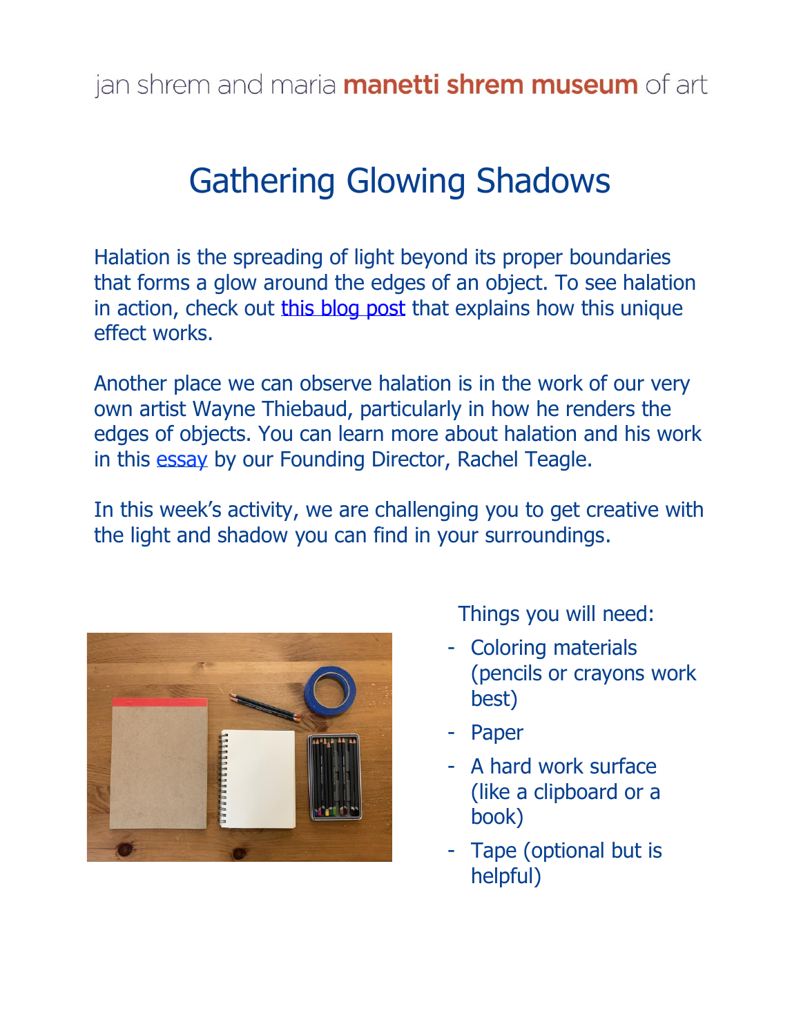jan shrem and maria **manetti shrem museum** of art

# Gathering Glowing Shadows

Halation is the spreading of light beyond its proper boundaries that forms a glow around the edges of an object. To see halation in action, check out [this blog post]() that explains how this unique effect works.

Another place we can observe halation is in the work of our very own artist Wayne Thiebaud, particularly in how he renders the edges of objects. You can learn more about halation and his work in this [essay]() by our Founding Director, Rachel Teagle.

In this week's activity, we are challenging you to get creative with the light and shadow you can find in your surroundings.

Things you will need:

- Coloring materials (pencils or crayons work best)
- Paper
- A hard work surface (like a clipboard or a book)
- Tape (optional but is helpful)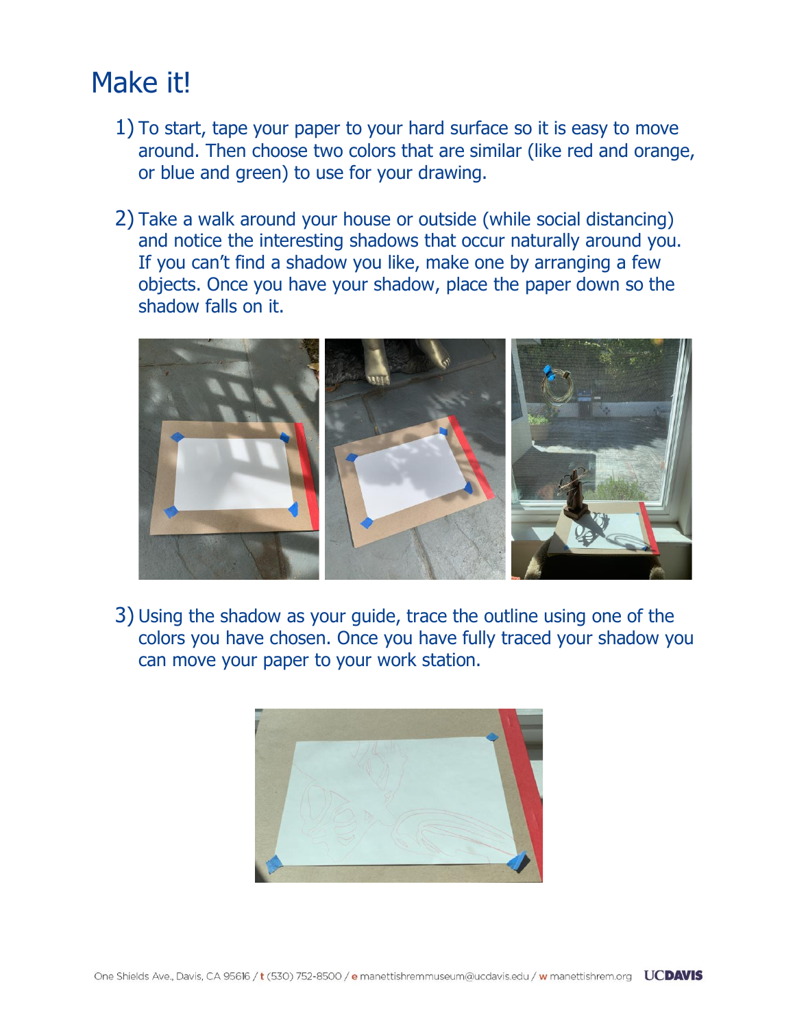# Make it!

1) To start, tape your paper to your hard surface so it is easy to move around. Then choose two colors that are similar (like red and orange, or blue and green) to use for your drawing.

2) Take a walk around your house or outside (while social distancing) and notice the interesting shadows that occur naturally around you. If you can't find a shadow you like, make one by arranging a few objects. Once you have your shadow, place the paper down so the shadow falls on it.

3) Using the shadow as your guide, trace the outline using one of the colors you have chosen. Once you have fully traced your shadow you can move your paper to your work station.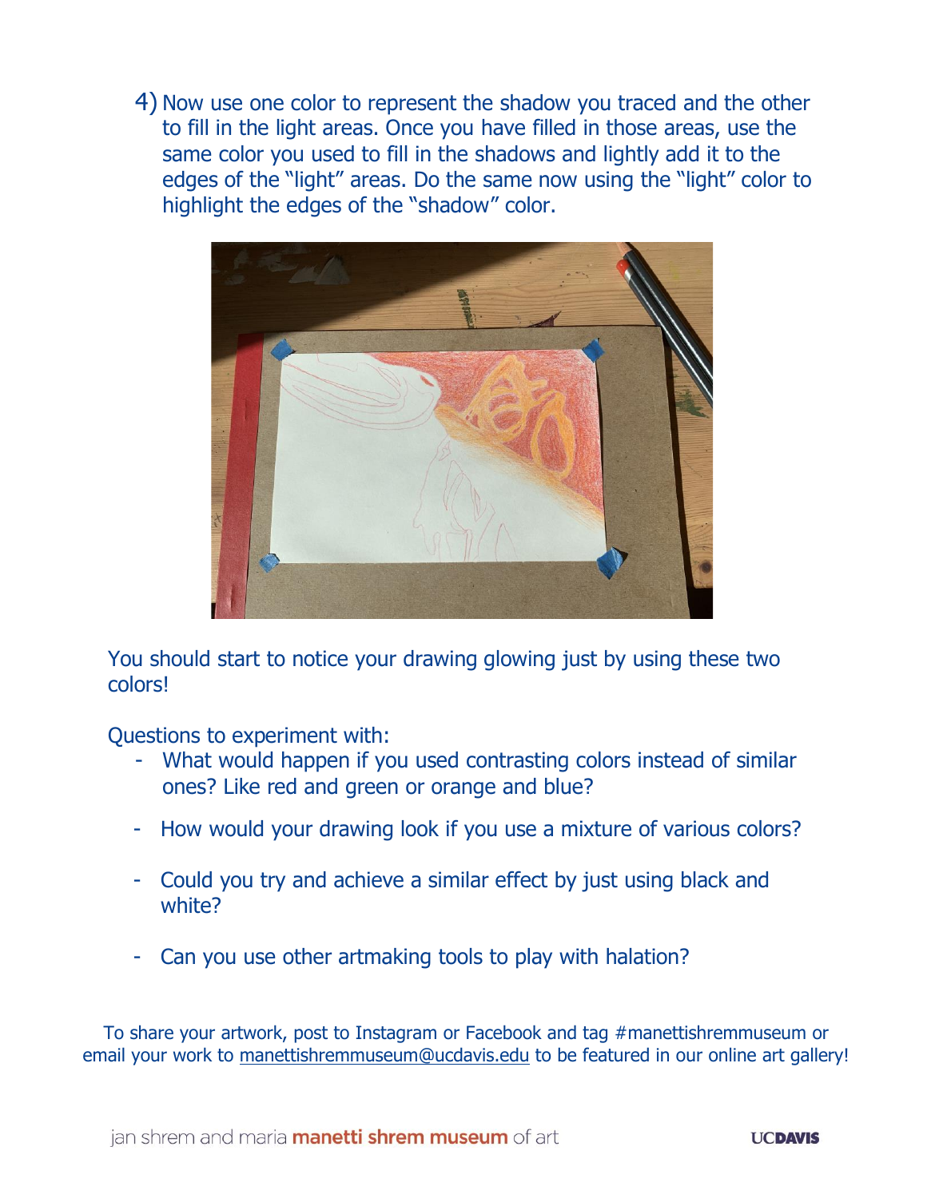4) Now use one color to represent the shadow you traced and the other to fill in the light areas. Once you have filled in those areas, use the same color you used to fill in the shadows and lightly add it to the edges of the "light" areas. Do the same now using the "light" color to highlight the edges of the "shadow" color.

You should start to notice your drawing glowing just by using these two colors!

Questions to experiment with:

- What would happen if you used contrasting colors instead of similar ones? Like red and green or orange and blue?
- How would your drawing look if you use a mixture of various colors?
- Could you try and achieve a similar effect by just using black and white?
- Can you use other artmaking tools to play with halation?

To share your artwork, post to Instagram or Facebook and tag #manettishremmuseum or email your work to manettishremmuseum@ucdavis.edu to be featured in our online art gallery!

jan shrem and maria **manetti shrem museum** of art

**UCDAVIS**